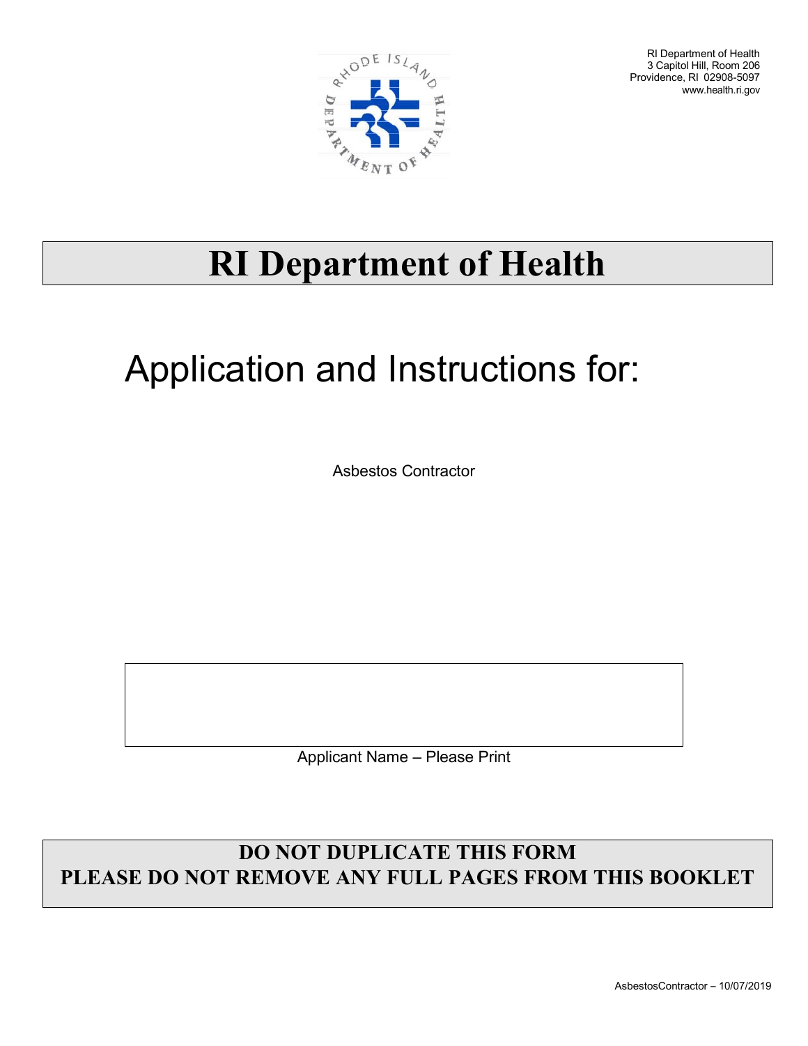RI Department of Health
3 Capitol Hill, Room 206
Providence, RI 02908-5097
www.health.ri.gov

# RI Department of Health

## Application and Instructions for:

Asbestos Contractor

Applicant Name – Please Print

**DO NOT DUPLICATE THIS FORM**
**PLEASE DO NOT REMOVE ANY FULL PAGES FROM THIS BOOKLET**

AsbestosContractor – 10/07/2019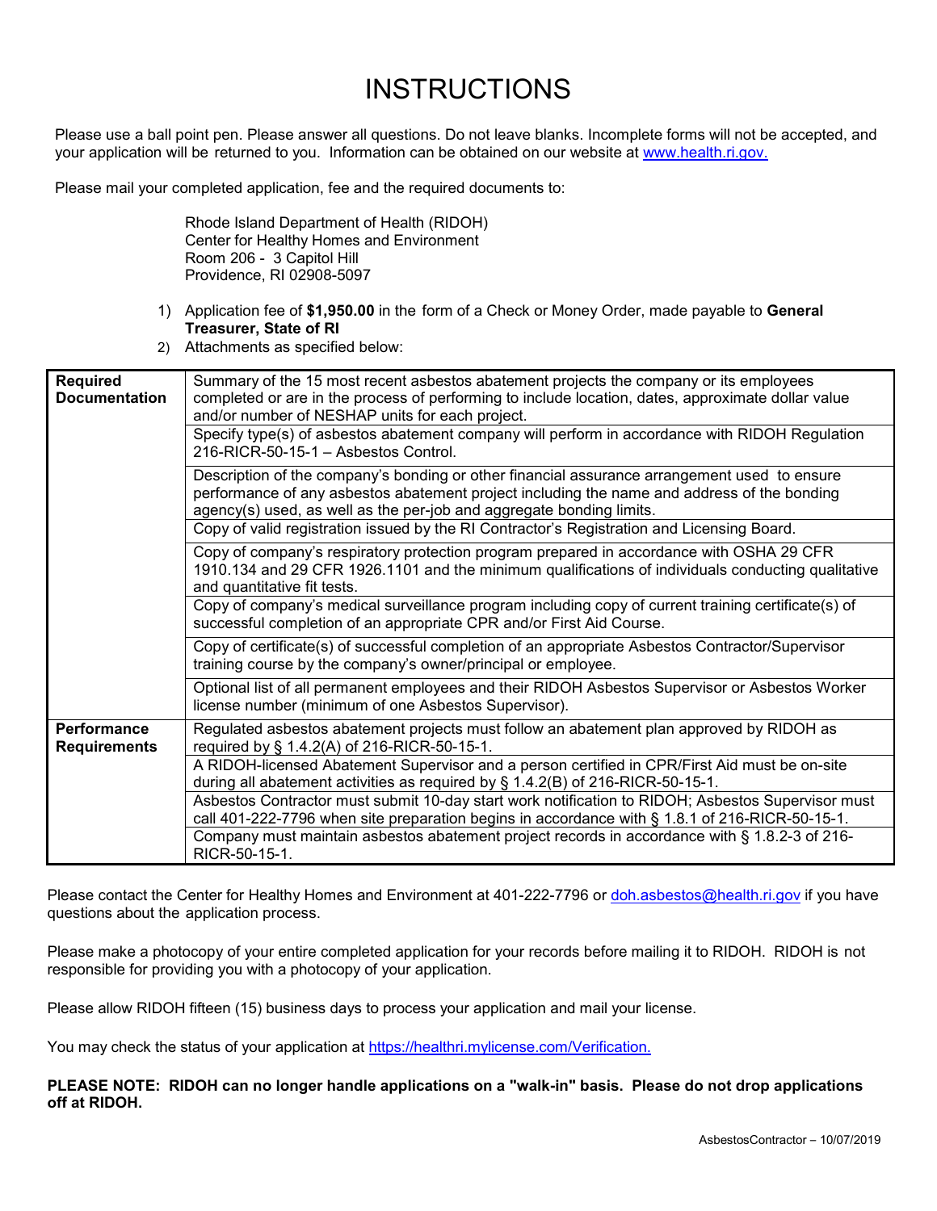# INSTRUCTIONS

Please use a ball point pen. Please answer all questions. Do not leave blanks. Incomplete forms will not be accepted, and your application will be returned to you. Information can be obtained on our website at www.health.ri.gov.

Please mail your completed application, fee and the required documents to:

Rhode Island Department of Health (RIDOH)
Center for Healthy Homes and Environment
Room 206 - 3 Capitol Hill
Providence, RI 02908-5097

1) Application fee of **$1,950.00** in the form of a Check or Money Order, made payable to **General Treasurer, State of RI**
2) Attachments as specified below:

| | |
|---|---|
| **Required Documentation** | Summary of the 15 most recent asbestos abatement projects the company or its employees completed or are in the process of performing to include location, dates, approximate dollar value and/or number of NESHAP units for each project. |
| | Specify type(s) of asbestos abatement company will perform in accordance with RIDOH Regulation 216-RICR-50-15-1 – Asbestos Control. |
| | Description of the company's bonding or other financial assurance arrangement used to ensure performance of any asbestos abatement project including the name and address of the bonding agency(s) used, as well as the per-job and aggregate bonding limits. |
| | Copy of valid registration issued by the RI Contractor's Registration and Licensing Board. |
| | Copy of company's respiratory protection program prepared in accordance with OSHA 29 CFR 1910.134 and 29 CFR 1926.1101 and the minimum qualifications of individuals conducting qualitative and quantitative fit tests. |
| | Copy of company's medical surveillance program including copy of current training certificate(s) of successful completion of an appropriate CPR and/or First Aid Course. |
| | Copy of certificate(s) of successful completion of an appropriate Asbestos Contractor/Supervisor training course by the company's owner/principal or employee. |
| | Optional list of all permanent employees and their RIDOH Asbestos Supervisor or Asbestos Worker license number (minimum of one Asbestos Supervisor). |
| **Performance Requirements** | Regulated asbestos abatement projects must follow an abatement plan approved by RIDOH as required by § 1.4.2(A) of 216-RICR-50-15-1. |
| | A RIDOH-licensed Abatement Supervisor and a person certified in CPR/First Aid must be on-site during all abatement activities as required by § 1.4.2(B) of 216-RICR-50-15-1. |
| | Asbestos Contractor must submit 10-day start work notification to RIDOH; Asbestos Supervisor must call 401-222-7796 when site preparation begins in accordance with § 1.8.1 of 216-RICR-50-15-1. |
| | Company must maintain asbestos abatement project records in accordance with § 1.8.2-3 of 216-RICR-50-15-1. |

Please contact the Center for Healthy Homes and Environment at 401-222-7796 or doh.asbestos@health.ri.gov if you have questions about the application process.

Please make a photocopy of your entire completed application for your records before mailing it to RIDOH. RIDOH is not responsible for providing you with a photocopy of your application.

Please allow RIDOH fifteen (15) business days to process your application and mail your license.

You may check the status of your application at https://healthri.mylicense.com/Verification.

**PLEASE NOTE: RIDOH can no longer handle applications on a "walk-in" basis. Please do not drop applications off at RIDOH.**

AsbestosContractor – 10/07/2019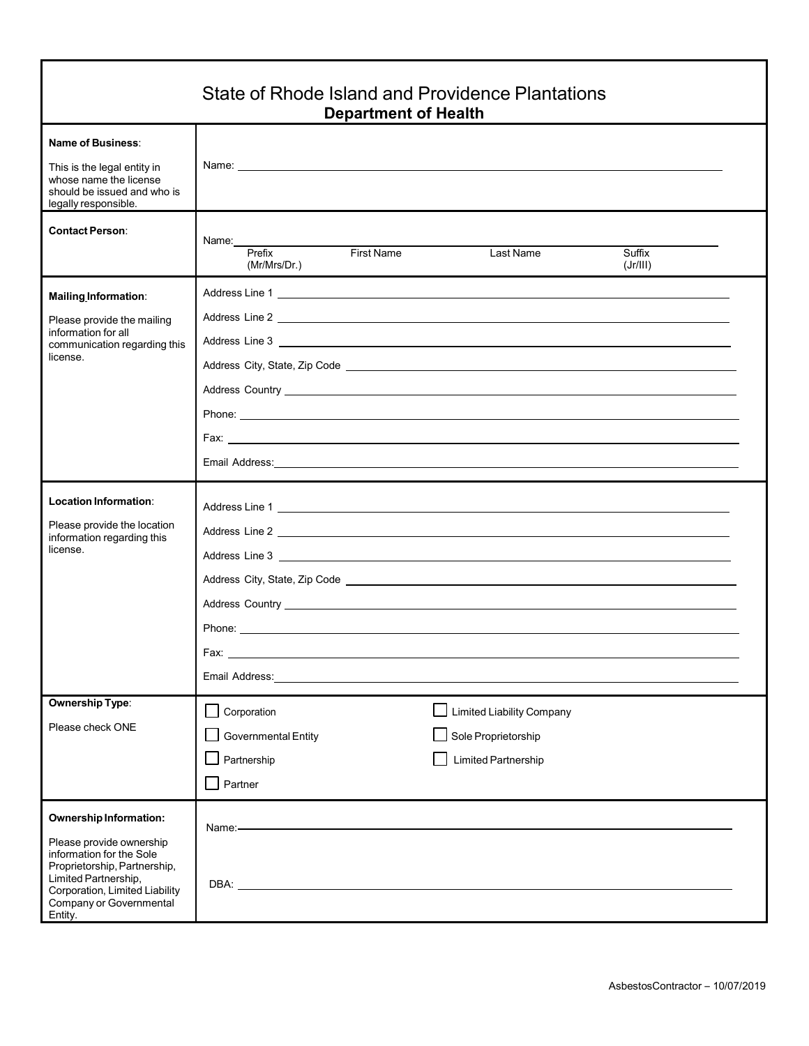# State of Rhode Island and Providence Plantations
## Department of Health

| | |
|---|---|
| **Name of Business**:<br><br>This is the legal entity in whose name the license should be issued and who is legally responsible. | Name: ______________________ |
| **Contact Person**: | Name: ______________________<br>Prefix (Mr/Mrs/Dr.) First Name Last Name Suffix (Jr/III) |
| **Mailing Information**:<br><br>Please provide the mailing information for all communication regarding this license. | Address Line 1 ______________________<br>Address Line 2 ______________________<br>Address Line 3 ______________________<br>Address City, State, Zip Code ______________________<br>Address Country ______________________<br>Phone: ______________________<br>Fax: ______________________<br>Email Address: ______________________ |
| **Location Information**:<br><br>Please provide the location information regarding this license. | Address Line 1 ______________________<br>Address Line 2 ______________________<br>Address Line 3 ______________________<br>Address City, State, Zip Code ______________________<br>Address Country ______________________<br>Phone: ______________________<br>Fax: ______________________<br>Email Address: ______________________ |
| **Ownership Type**:<br><br>Please check ONE | ☐ Corporation ☐ Limited Liability Company<br>☐ Governmental Entity ☐ Sole Proprietorship<br>☐ Partnership ☐ Limited Partnership<br>☐ Partner |
| **Ownership Information:**<br><br>Please provide ownership information for the Sole Proprietorship, Partnership, Limited Partnership, Corporation, Limited Liability Company or Governmental Entity. | Name: ______________________<br><br>DBA: ______________________ |

AsbestosContractor – 10/07/2019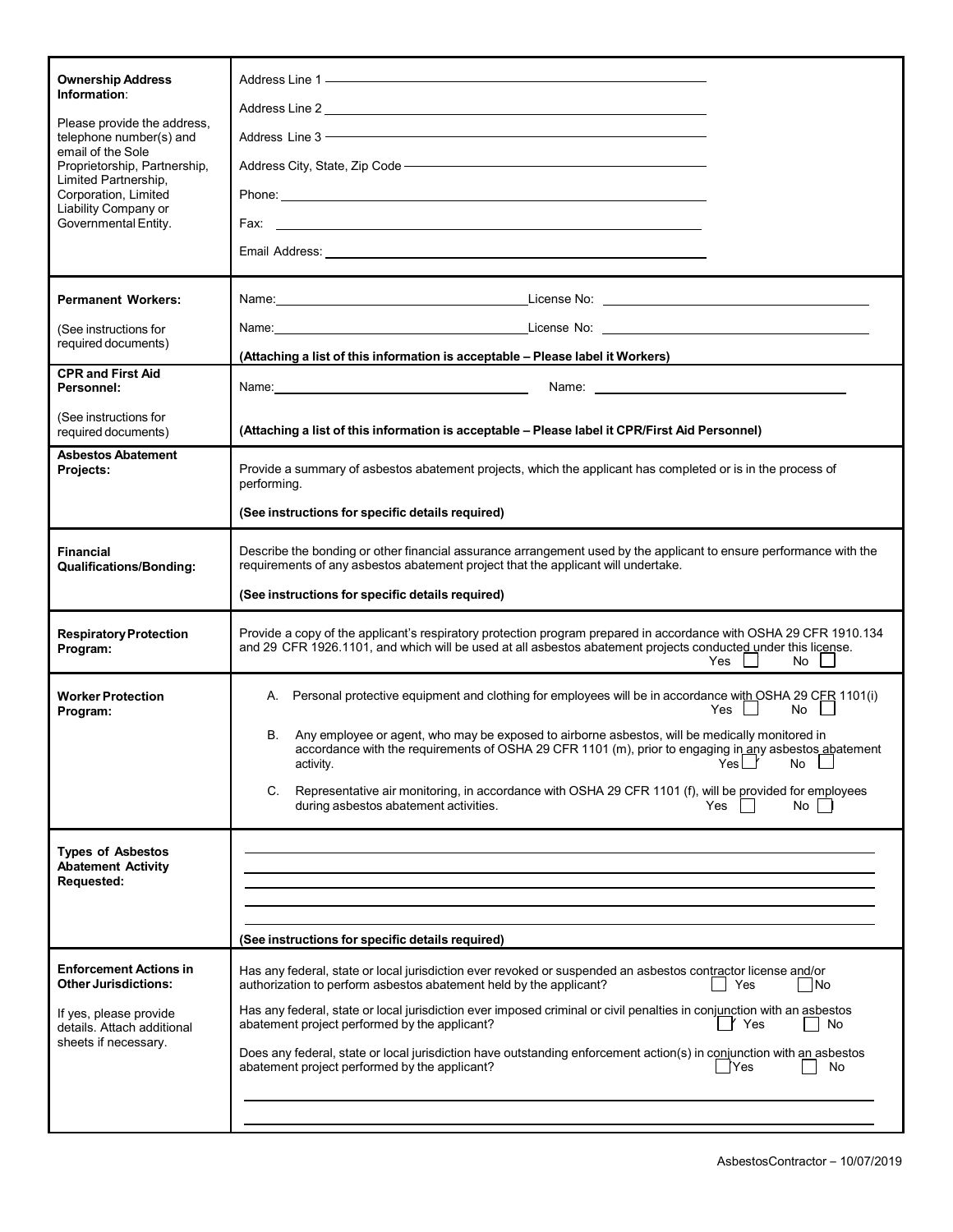| | |
|---|---|
| **Ownership Address Information**:<br><br>Please provide the address, telephone number(s) and email of the Sole Proprietorship, Partnership, Limited Partnership, Corporation, Limited Liability Company or Governmental Entity. | Address Line 1 \_\_\_\_\_\_\_\_\_\_<br>Address Line 2 \_\_\_\_\_\_\_\_\_\_<br>Address Line 3 \_\_\_\_\_\_\_\_\_\_<br>Address City, State, Zip Code \_\_\_\_\_\_\_\_\_\_<br>Phone: \_\_\_\_\_\_\_\_\_\_<br>Fax: \_\_\_\_\_\_\_\_\_\_<br>Email Address: \_\_\_\_\_\_\_\_\_\_ |
| **Permanent Workers:**<br><br>(See instructions for required documents) | Name: \_\_\_\_\_\_\_\_\_\_ License No: \_\_\_\_\_\_\_\_\_\_<br>Name: \_\_\_\_\_\_\_\_\_\_ License No: \_\_\_\_\_\_\_\_\_\_<br>**(Attaching a list of this information is acceptable – Please label it Workers)** |
| **CPR and First Aid Personnel:**<br><br>(See instructions for required documents) | Name: \_\_\_\_\_\_\_\_\_\_ Name: \_\_\_\_\_\_\_\_\_\_<br>**(Attaching a list of this information is acceptable – Please label it CPR/First Aid Personnel)** |
| **Asbestos Abatement Projects:** | Provide a summary of asbestos abatement projects, which the applicant has completed or is in the process of performing.<br>**(See instructions for specific details required)** |
| **Financial Qualifications/Bonding:** | Describe the bonding or other financial assurance arrangement used by the applicant to ensure performance with the requirements of any asbestos abatement project that the applicant will undertake.<br>**(See instructions for specific details required)** |
| **Respiratory Protection Program:** | Provide a copy of the applicant's respiratory protection program prepared in accordance with OSHA 29 CFR 1910.134 and 29 CFR 1926.1101, and which will be used at all asbestos abatement projects conducted under this license. ☐ Yes ☐ No |
| **Worker Protection Program:** | A. Personal protective equipment and clothing for employees will be in accordance with OSHA 29 CFR 1101(i) ☐ Yes ☐ No<br>B. Any employee or agent, who may be exposed to airborne asbestos, will be medically monitored in accordance with the requirements of OSHA 29 CFR 1101 (m), prior to engaging in any asbestos abatement activity. ☐ Yes ☐ No<br>C. Representative air monitoring, in accordance with OSHA 29 CFR 1101 (f), will be provided for employees during asbestos abatement activities. ☐ Yes ☐ No |
| **Types of Asbestos Abatement Activity Requested:** | \_\_\_\_\_\_\_\_\_\_<br>\_\_\_\_\_\_\_\_\_\_<br>\_\_\_\_\_\_\_\_\_\_<br>\_\_\_\_\_\_\_\_\_\_<br>\_\_\_\_\_\_\_\_\_\_<br>**(See instructions for specific details required)** |
| **Enforcement Actions in Other Jurisdictions:**<br><br>If yes, please provide details. Attach additional sheets if necessary. | Has any federal, state or local jurisdiction ever revoked or suspended an asbestos contractor license and/or authorization to perform asbestos abatement held by the applicant? ☐ Yes ☐ No<br>Has any federal, state or local jurisdiction ever imposed criminal or civil penalties in conjunction with an asbestos abatement project performed by the applicant? ☐ Yes ☐ No<br>Does any federal, state or local jurisdiction have outstanding enforcement action(s) in conjunction with an asbestos abatement project performed by the applicant? ☐ Yes ☐ No<br>\_\_\_\_\_\_\_\_\_\_<br>\_\_\_\_\_\_\_\_\_\_ |

AsbestosContractor – 10/07/2019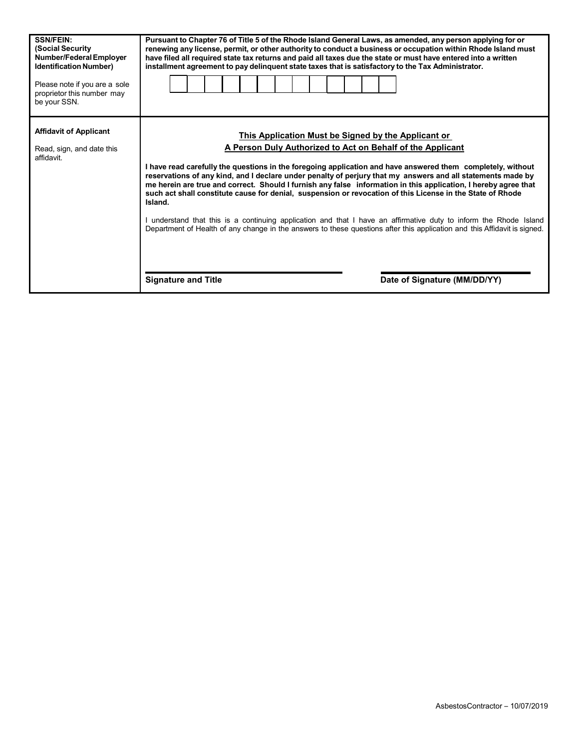| | |
|---|---|
| **SSN/FEIN:**<br>**(Social Security Number/Federal Employer Identification Number)**<br><br>Please note if you are a sole proprietor this number may be your SSN. | **Pursuant to Chapter 76 of Title 5 of the Rhode Island General Laws, as amended, any person applying for or renewing any license, permit, or other authority to conduct a business or occupation within Rhode Island must have filed all required state tax returns and paid all taxes due the state or must have entered into a written installment agreement to pay delinquent state taxes that is satisfactory to the Tax Administrator.**<br><br>[ ][ ][ ][ ][ ][ ][ ][ ][ ][ ][ ][ ][ ] |
| **Affidavit of Applicant**<br><br>Read, sign, and date this affidavit. | **<u>This Application Must be Signed by the Applicant or</u>**<br>**<u>A Person Duly Authorized to Act on Behalf of the Applicant</u>**<br><br>**I have read carefully the questions in the foregoing application and have answered them completely, without reservations of any kind, and I declare under penalty of perjury that my answers and all statements made by me herein are true and correct. Should I furnish any false information in this application, I hereby agree that such act shall constitute cause for denial, suspension or revocation of this License in the State of Rhode Island.**<br><br>I understand that this is a continuing application and that I have an affirmative duty to inform the Rhode Island Department of Health of any change in the answers to these questions after this application and this Affidavit is signed.<br><br>\_\_\_\_\_\_\_\_\_\_\_\_\_\_\_\_\_\_\_\_\_\_\_\_\_\_ \_\_\_\_\_\_\_\_\_\_\_\_\_\_\_\_\_\_\_\_<br>**Signature and Title** **Date of Signature (MM/DD/YY)** |

AsbestosContractor – 10/07/2019